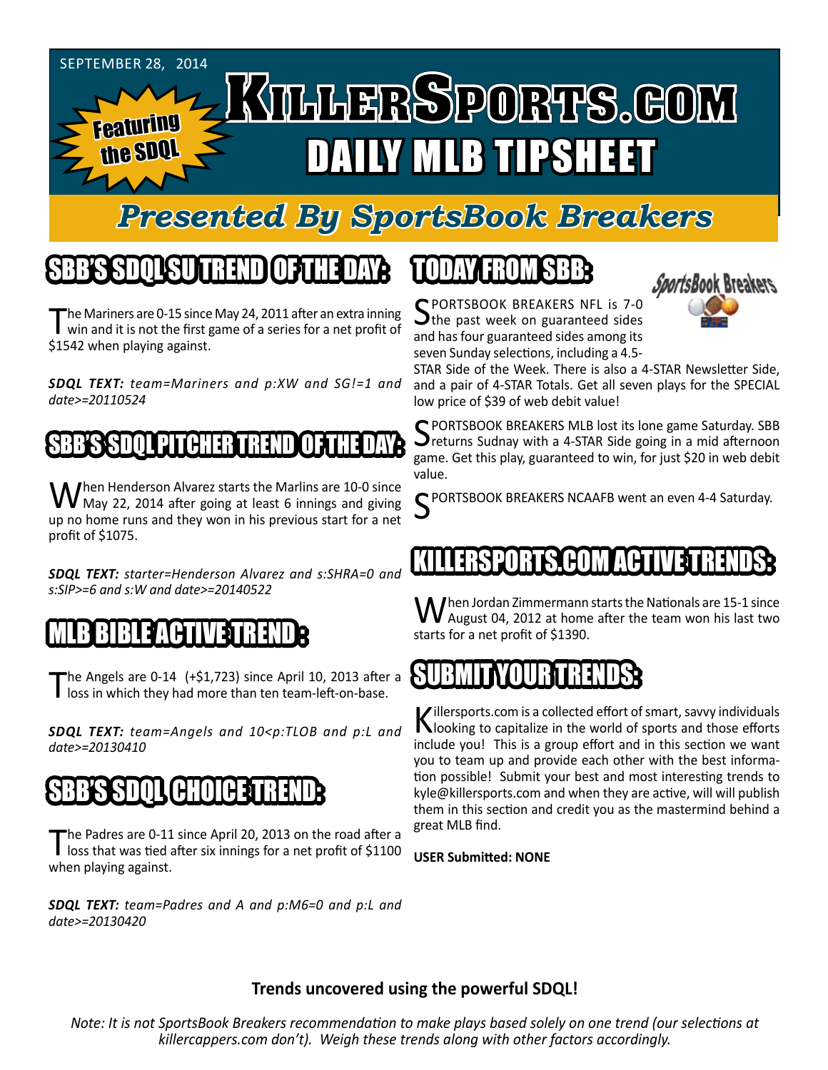SEPTEMBER 28, 2014

# KILLERSPORTS.COM

Featuring the SDQL

## DAILY MLB TIPSHEET

## *Presented By SportsBook Breakers*

## SBB'S SDQL SU TREND OF THE DAY:

The Mariners are 0-15 since May 24, 2011 after an extra inning win and it is not the first game of a series for a net profit of $1542 when playing against.

***SDQL TEXT:*** *team=Mariners and p:XW and SG!=1 and date>=20110524*

## SBB'S SDQL PITCHER TREND OF THE DAY:

When Henderson Alvarez starts the Marlins are 10-0 since May 22, 2014 after going at least 6 innings and giving up no home runs and they won in his previous start for a net profit of $1075.

***SDQL TEXT:*** *starter=Henderson Alvarez and s:SHRA=0 and s:SIP>=6 and s:W and date>=20140522*

## MLB BIBLE ACTIVE TREND:

The Angels are 0-14 (+$1,723) since April 10, 2013 after a loss in which they had more than ten team-left-on-base.

***SDQL TEXT:*** *team=Angels and 10<p:TLOB and p:L and date>=20130410*

## SBB'S SDQL CHOICE TREND:

The Padres are 0-11 since April 20, 2013 on the road after a loss that was tied after six innings for a net profit of $1100 when playing against.

***SDQL TEXT:*** *team=Padres and A and p:M6=0 and p:L and date>=20130420*

## TODAY FROM SBB:

SPORTSBOOK BREAKERS NFL is 7-0 the past week on guaranteed sides and has four guaranteed sides among its seven Sunday selections, including a 4.5-STAR Side of the Week. There is also a 4-STAR Newsletter Side, and a pair of 4-STAR Totals. Get all seven plays for the SPECIAL low price of $39 of web debit value!

SPORTSBOOK BREAKERS MLB lost its lone game Saturday. SBB returns Sudnay with a 4-STAR Side going in a mid afternoon game. Get this play, guaranteed to win, for just $20 in web debit value.

SPORTSBOOK BREAKERS NCAAFB went an even 4-4 Saturday.

## KILLERSPORTS.COM ACTIVE TRENDS:

When Jordan Zimmermann starts the Nationals are 15-1 since August 04, 2012 at home after the team won his last two starts for a net profit of $1390.

## SUBMIT YOUR TRENDS:

Killersports.com is a collected effort of smart, savvy individuals looking to capitalize in the world of sports and those efforts include you! This is a group effort and in this section we want you to team up and provide each other with the best information possible! Submit your best and most interesting trends to kyle@killersports.com and when they are active, will will publish them in this section and credit you as the mastermind behind a great MLB find.

**USER Submitted: NONE**

**Trends uncovered using the powerful SDQL!**

*Note: It is not SportsBook Breakers recommendation to make plays based solely on one trend (our selections at killercappers.com don't). Weigh these trends along with other factors accordingly.*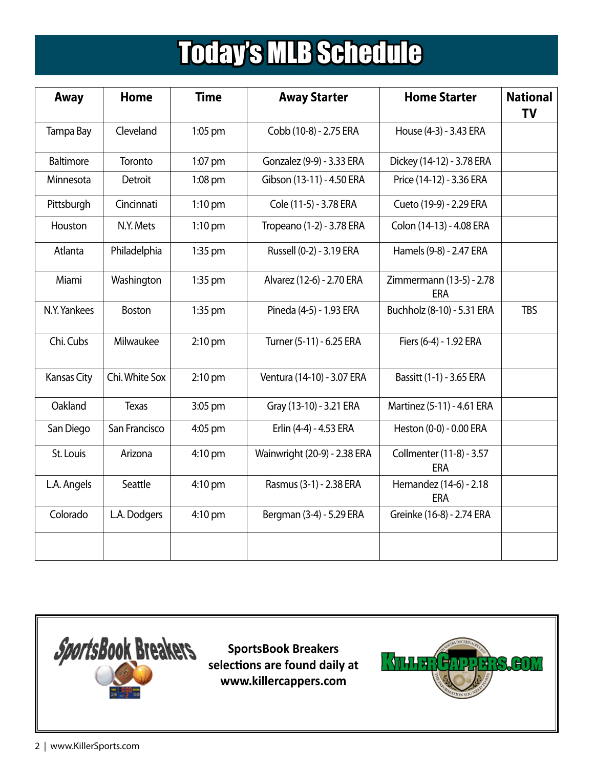# Today's MLB Schedule

| Away | Home | Time | Away Starter | Home Starter | National TV |
|---|---|---|---|---|---|
| Tampa Bay | Cleveland | 1:05 pm | Cobb (10-8) - 2.75 ERA | House (4-3) - 3.43 ERA | |
| Baltimore | Toronto | 1:07 pm | Gonzalez (9-9) - 3.33 ERA | Dickey (14-12) - 3.78 ERA | |
| Minnesota | Detroit | 1:08 pm | Gibson (13-11) - 4.50 ERA | Price (14-12) - 3.36 ERA | |
| Pittsburgh | Cincinnati | 1:10 pm | Cole (11-5) - 3.78 ERA | Cueto (19-9) - 2.29 ERA | |
| Houston | N.Y. Mets | 1:10 pm | Tropeano (1-2) - 3.78 ERA | Colon (14-13) - 4.08 ERA | |
| Atlanta | Philadelphia | 1:35 pm | Russell (0-2) - 3.19 ERA | Hamels (9-8) - 2.47 ERA | |
| Miami | Washington | 1:35 pm | Alvarez (12-6) - 2.70 ERA | Zimmermann (13-5) - 2.78 ERA | |
| N.Y. Yankees | Boston | 1:35 pm | Pineda (4-5) - 1.93 ERA | Buchholz (8-10) - 5.31 ERA | TBS |
| Chi. Cubs | Milwaukee | 2:10 pm | Turner (5-11) - 6.25 ERA | Fiers (6-4) - 1.92 ERA | |
| Kansas City | Chi. White Sox | 2:10 pm | Ventura (14-10) - 3.07 ERA | Bassitt (1-1) - 3.65 ERA | |
| Oakland | Texas | 3:05 pm | Gray (13-10) - 3.21 ERA | Martinez (5-11) - 4.61 ERA | |
| San Diego | San Francisco | 4:05 pm | Erlin (4-4) - 4.53 ERA | Heston (0-0) - 0.00 ERA | |
| St. Louis | Arizona | 4:10 pm | Wainwright (20-9) - 2.38 ERA | Collmenter (11-8) - 3.57 ERA | |
| L.A. Angels | Seattle | 4:10 pm | Rasmus (3-1) - 2.38 ERA | Hernandez (14-6) - 2.18 ERA | |
| Colorado | L.A. Dodgers | 4:10 pm | Bergman (3-4) - 5.29 ERA | Greinke (16-8) - 2.74 ERA | |
| | | | | | |

SportsBook Breakers

**SportsBook Breakers selections are found daily at www.killercappers.com**

KILLERCAPPERS.COM